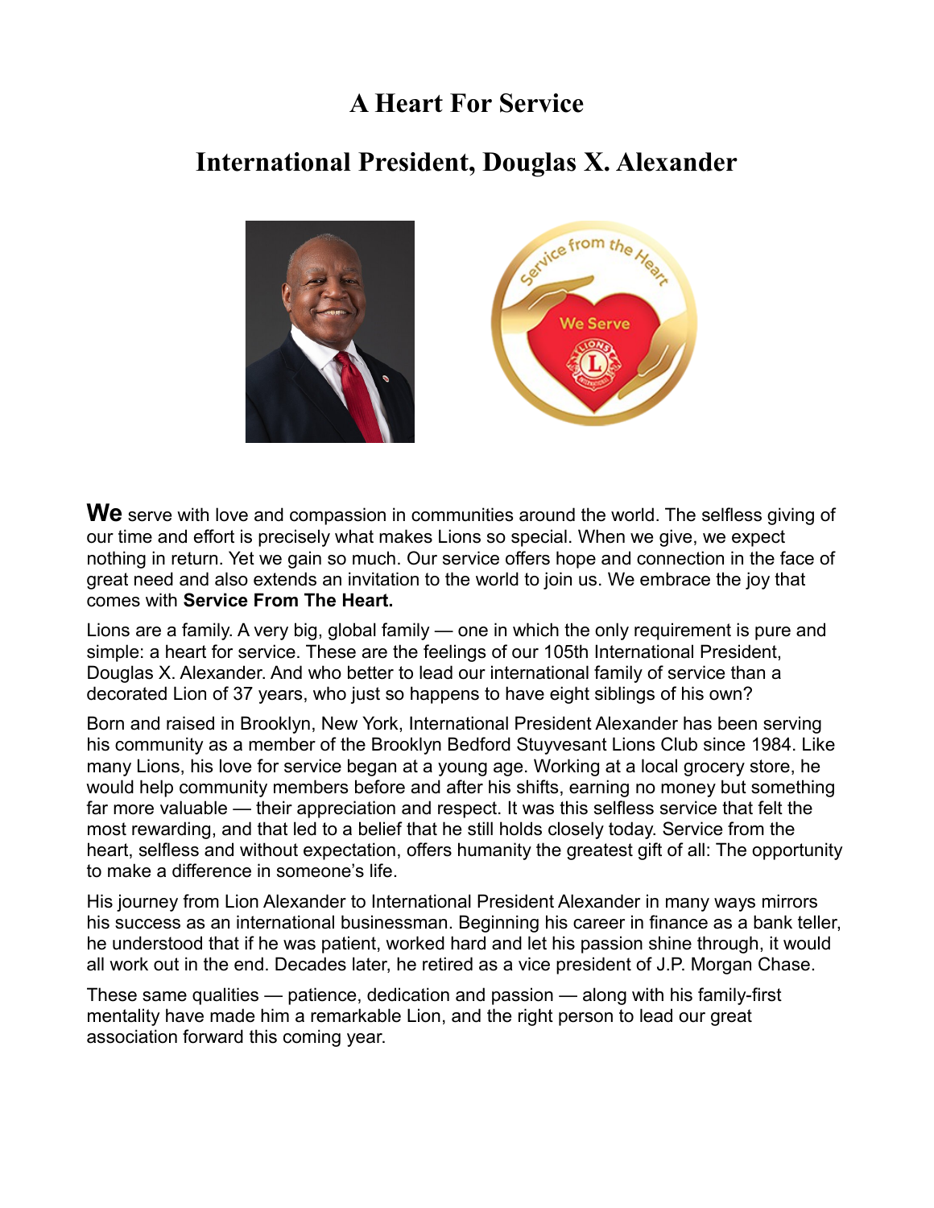# A Heart For Service

## International President, Douglas X. Alexander

**We** serve with love and compassion in communities around the world. The selfless giving of our time and effort is precisely what makes Lions so special. When we give, we expect nothing in return. Yet we gain so much. Our service offers hope and connection in the face of great need and also extends an invitation to the world to join us. We embrace the joy that comes with **Service From The Heart.**

Lions are a family. A very big, global family — one in which the only requirement is pure and simple: a heart for service. These are the feelings of our 105th International President, Douglas X. Alexander. And who better to lead our international family of service than a decorated Lion of 37 years, who just so happens to have eight siblings of his own?

Born and raised in Brooklyn, New York, International President Alexander has been serving his community as a member of the Brooklyn Bedford Stuyvesant Lions Club since 1984. Like many Lions, his love for service began at a young age. Working at a local grocery store, he would help community members before and after his shifts, earning no money but something far more valuable — their appreciation and respect. It was this selfless service that felt the most rewarding, and that led to a belief that he still holds closely today. Service from the heart, selfless and without expectation, offers humanity the greatest gift of all: The opportunity to make a difference in someone's life.

His journey from Lion Alexander to International President Alexander in many ways mirrors his success as an international businessman. Beginning his career in finance as a bank teller, he understood that if he was patient, worked hard and let his passion shine through, it would all work out in the end. Decades later, he retired as a vice president of J.P. Morgan Chase.

These same qualities — patience, dedication and passion — along with his family-first mentality have made him a remarkable Lion, and the right person to lead our great association forward this coming year.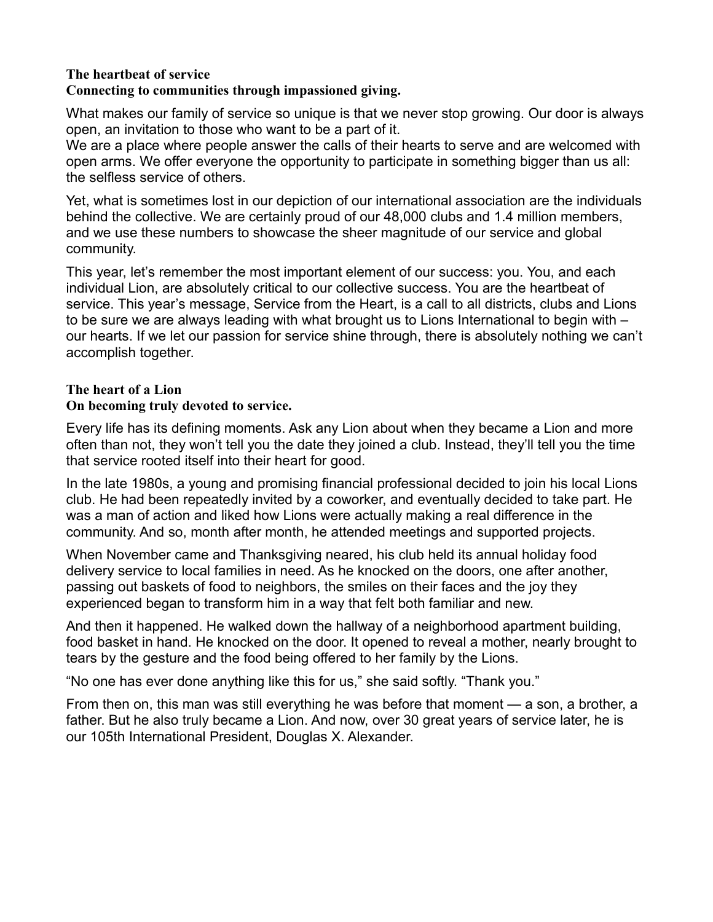## The heartbeat of service

**Connecting to communities through impassioned giving.**

What makes our family of service so unique is that we never stop growing. Our door is always open, an invitation to those who want to be a part of it.
We are a place where people answer the calls of their hearts to serve and are welcomed with open arms. We offer everyone the opportunity to participate in something bigger than us all: the selfless service of others.

Yet, what is sometimes lost in our depiction of our international association are the individuals behind the collective. We are certainly proud of our 48,000 clubs and 1.4 million members, and we use these numbers to showcase the sheer magnitude of our service and global community.

This year, let's remember the most important element of our success: you. You, and each individual Lion, are absolutely critical to our collective success. You are the heartbeat of service. This year's message, Service from the Heart, is a call to all districts, clubs and Lions to be sure we are always leading with what brought us to Lions International to begin with – our hearts. If we let our passion for service shine through, there is absolutely nothing we can't accomplish together.

## The heart of a Lion

**On becoming truly devoted to service.**

Every life has its defining moments. Ask any Lion about when they became a Lion and more often than not, they won't tell you the date they joined a club. Instead, they'll tell you the time that service rooted itself into their heart for good.

In the late 1980s, a young and promising financial professional decided to join his local Lions club. He had been repeatedly invited by a coworker, and eventually decided to take part. He was a man of action and liked how Lions were actually making a real difference in the community. And so, month after month, he attended meetings and supported projects.

When November came and Thanksgiving neared, his club held its annual holiday food delivery service to local families in need. As he knocked on the doors, one after another, passing out baskets of food to neighbors, the smiles on their faces and the joy they experienced began to transform him in a way that felt both familiar and new.

And then it happened. He walked down the hallway of a neighborhood apartment building, food basket in hand. He knocked on the door. It opened to reveal a mother, nearly brought to tears by the gesture and the food being offered to her family by the Lions.

"No one has ever done anything like this for us," she said softly. "Thank you."

From then on, this man was still everything he was before that moment — a son, a brother, a father. But he also truly became a Lion. And now, over 30 great years of service later, he is our 105th International President, Douglas X. Alexander.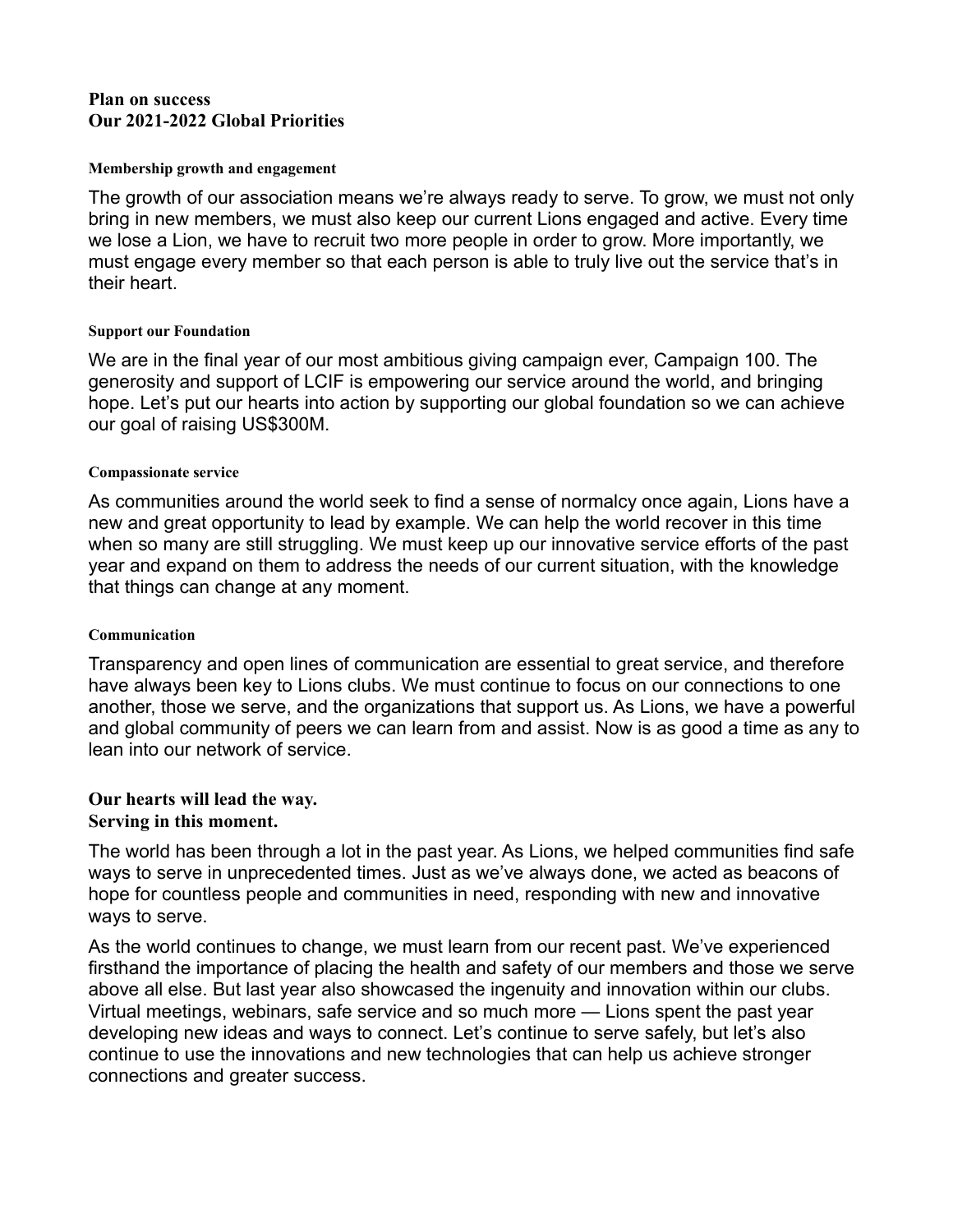## Plan on success
## Our 2021-2022 Global Priorities

#### Membership growth and engagement

The growth of our association means we're always ready to serve. To grow, we must not only bring in new members, we must also keep our current Lions engaged and active. Every time we lose a Lion, we have to recruit two more people in order to grow. More importantly, we must engage every member so that each person is able to truly live out the service that's in their heart.

#### Support our Foundation

We are in the final year of our most ambitious giving campaign ever, Campaign 100. The generosity and support of LCIF is empowering our service around the world, and bringing hope. Let's put our hearts into action by supporting our global foundation so we can achieve our goal of raising US$300M.

#### Compassionate service

As communities around the world seek to find a sense of normalcy once again, Lions have a new and great opportunity to lead by example. We can help the world recover in this time when so many are still struggling. We must keep up our innovative service efforts of the past year and expand on them to address the needs of our current situation, with the knowledge that things can change at any moment.

#### Communication

Transparency and open lines of communication are essential to great service, and therefore have always been key to Lions clubs. We must continue to focus on our connections to one another, those we serve, and the organizations that support us. As Lions, we have a powerful and global community of peers we can learn from and assist. Now is as good a time as any to lean into our network of service.

## Our hearts will lead the way.
## Serving in this moment.

The world has been through a lot in the past year. As Lions, we helped communities find safe ways to serve in unprecedented times. Just as we've always done, we acted as beacons of hope for countless people and communities in need, responding with new and innovative ways to serve.

As the world continues to change, we must learn from our recent past. We've experienced firsthand the importance of placing the health and safety of our members and those we serve above all else. But last year also showcased the ingenuity and innovation within our clubs. Virtual meetings, webinars, safe service and so much more — Lions spent the past year developing new ideas and ways to connect. Let's continue to serve safely, but let's also continue to use the innovations and new technologies that can help us achieve stronger connections and greater success.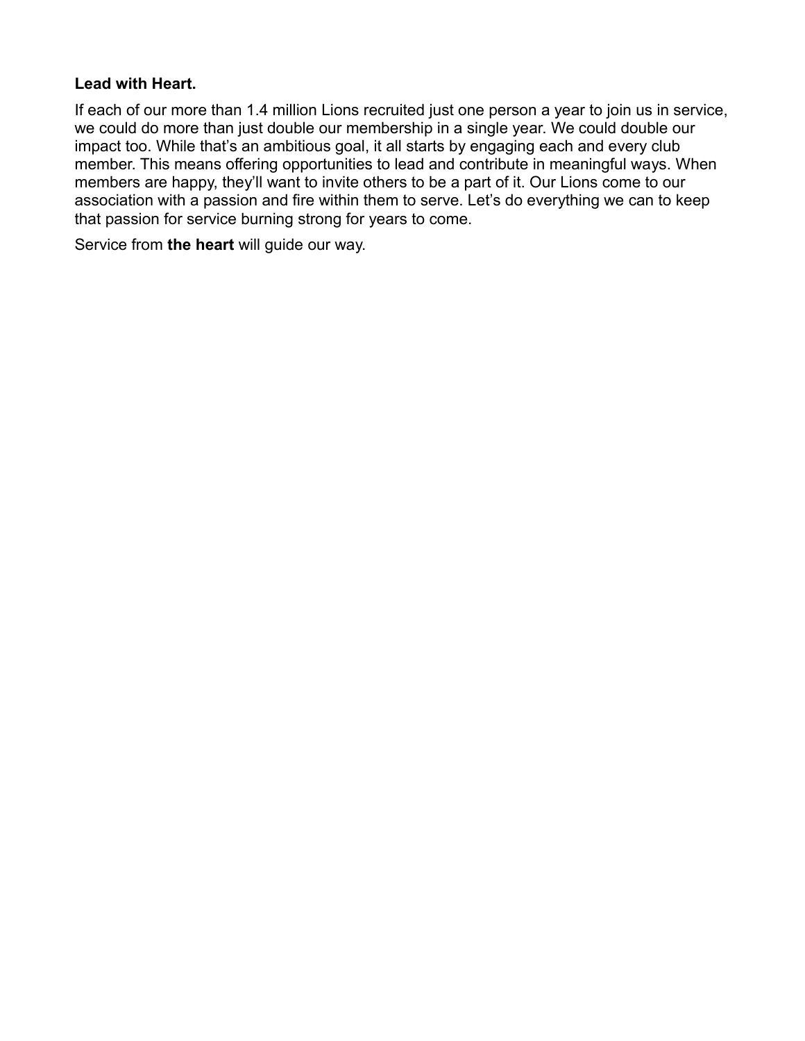**Lead with Heart.**

If each of our more than 1.4 million Lions recruited just one person a year to join us in service, we could do more than just double our membership in a single year. We could double our impact too. While that's an ambitious goal, it all starts by engaging each and every club member. This means offering opportunities to lead and contribute in meaningful ways. When members are happy, they'll want to invite others to be a part of it. Our Lions come to our association with a passion and fire within them to serve. Let's do everything we can to keep that passion for service burning strong for years to come.

Service from **the heart** will guide our way.